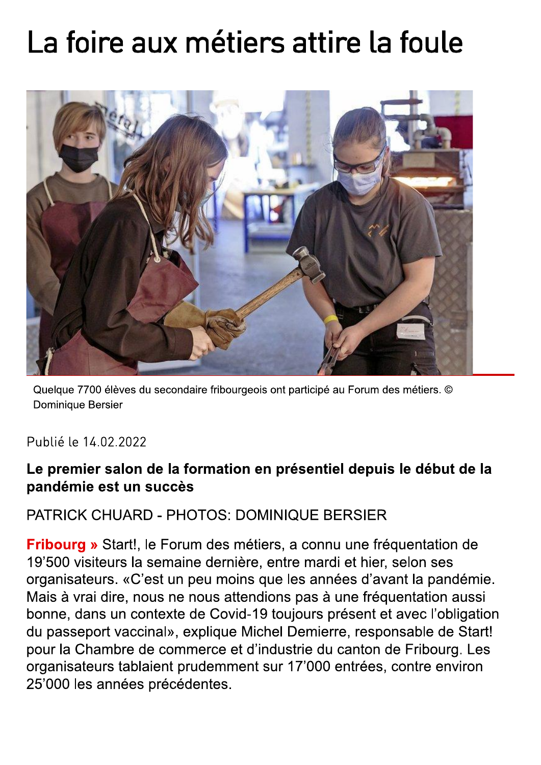# La foire aux métiers attire la foule

Quelque 7700 élèves du secondaire fribourgeois ont participé au Forum des métiers. © Dominique Bersier

Publié le 14.02.2022

**Le premier salon de la formation en présentiel depuis le début de la pandémie est un succès**

PATRICK CHUARD - PHOTOS: DOMINIQUE BERSIER

**Fribourg »** Start!, le Forum des métiers, a connu une fréquentation de 19'500 visiteurs la semaine dernière, entre mardi et hier, selon ses organisateurs. «C'est un peu moins que les années d'avant la pandémie. Mais à vrai dire, nous ne nous attendions pas à une fréquentation aussi bonne, dans un contexte de Covid-19 toujours présent et avec l'obligation du passeport vaccinal», explique Michel Demierre, responsable de Start! pour la Chambre de commerce et d'industrie du canton de Fribourg. Les organisateurs tablaient prudemment sur 17'000 entrées, contre environ 25'000 les années précédentes.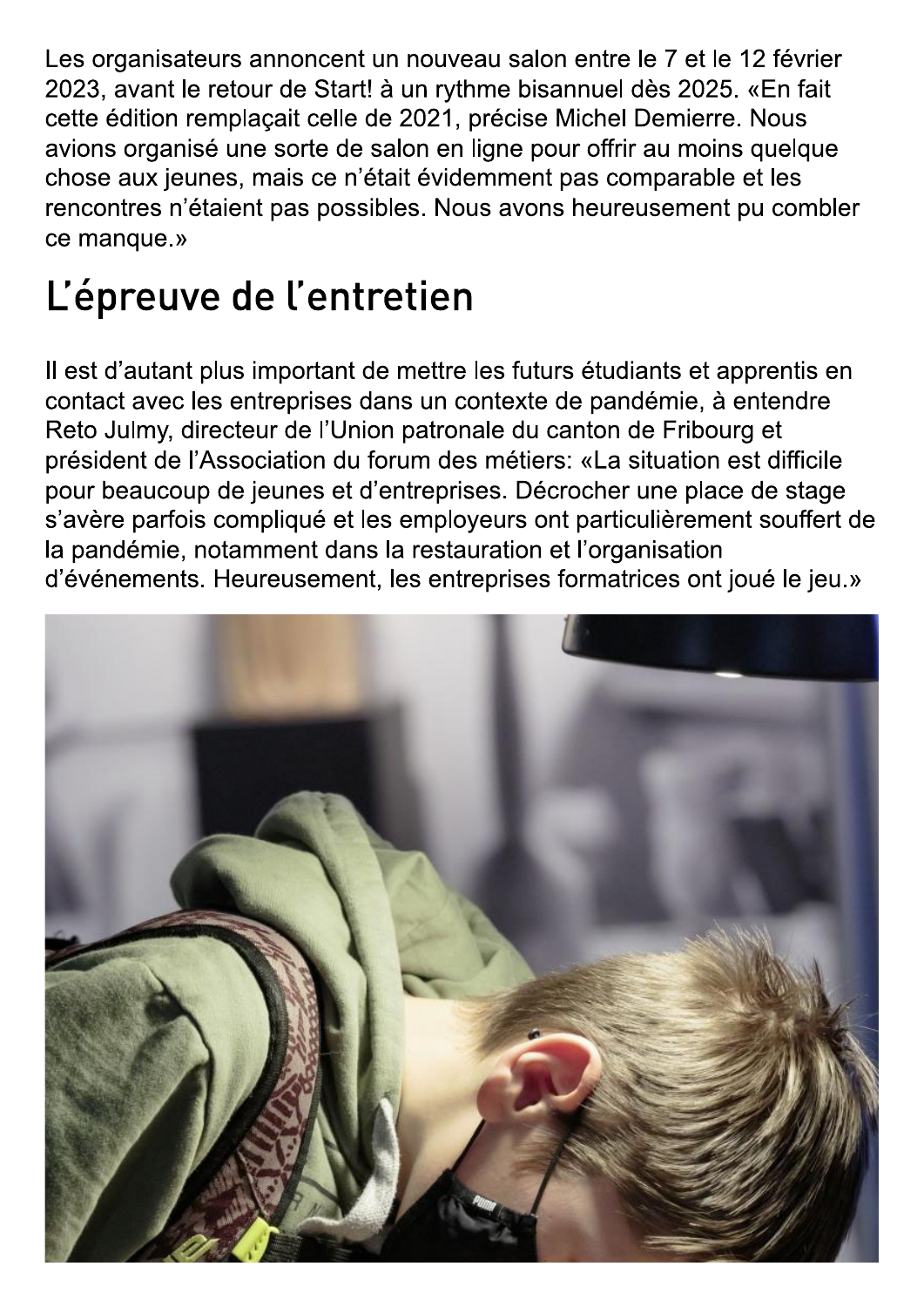Les organisateurs annoncent un nouveau salon entre le 7 et le 12 février 2023, avant le retour de Start! à un rythme bisannuel dès 2025. «En fait cette édition remplaçait celle de 2021, précise Michel Demierre. Nous avions organisé une sorte de salon en ligne pour offrir au moins quelque chose aux jeunes, mais ce n'était évidemment pas comparable et les rencontres n'étaient pas possibles. Nous avons heureusement pu combler ce manque.»

## L'épreuve de l'entretien

Il est d'autant plus important de mettre les futurs étudiants et apprentis en contact avec les entreprises dans un contexte de pandémie, à entendre Reto Julmy, directeur de l'Union patronale du canton de Fribourg et président de l'Association du forum des métiers: «La situation est difficile pour beaucoup de jeunes et d'entreprises. Décrocher une place de stage s'avère parfois compliqué et les employeurs ont particulièrement souffert de la pandémie, notamment dans la restauration et l'organisation d'événements. Heureusement, les entreprises formatrices ont joué le jeu.»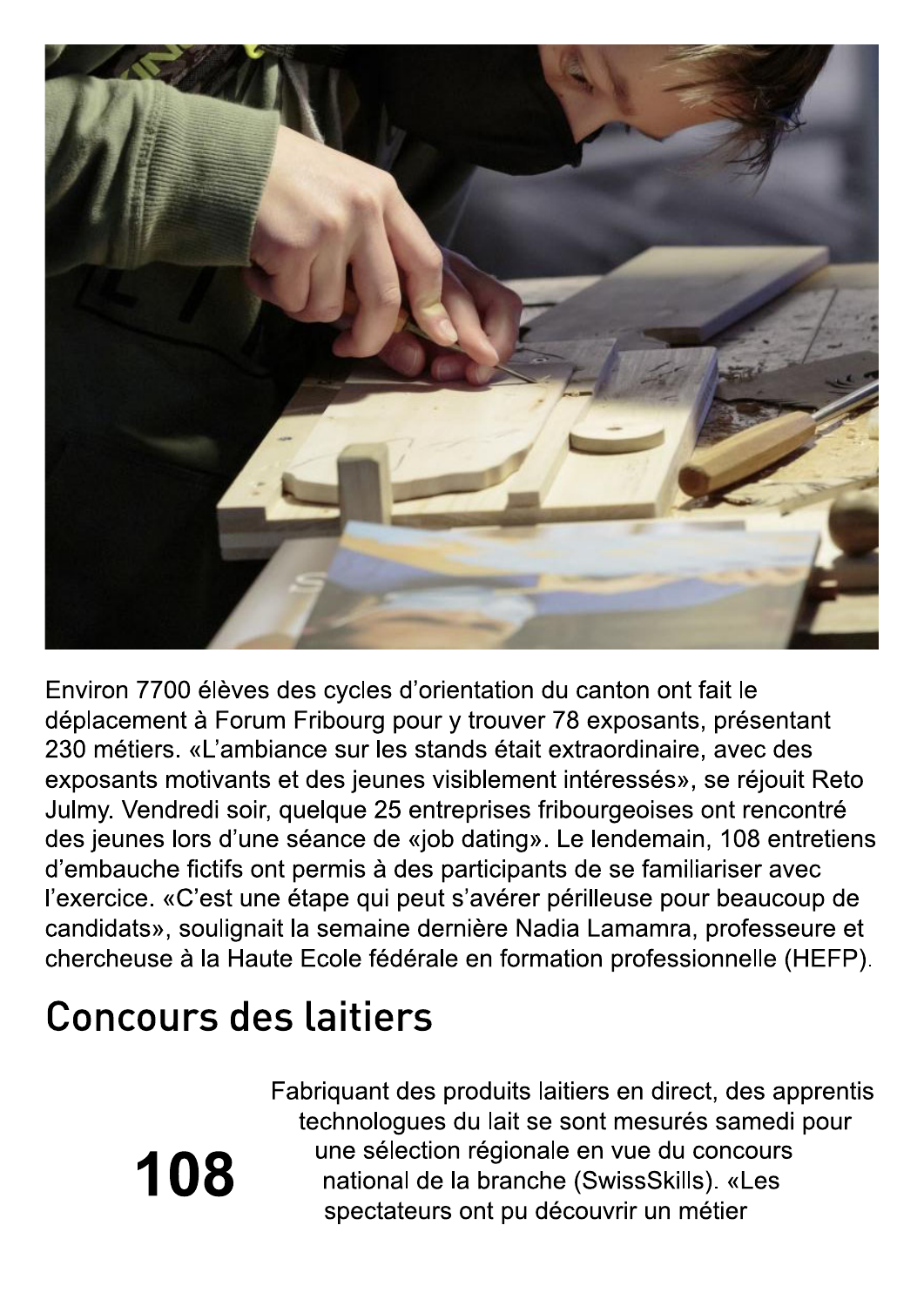Environ 7700 élèves des cycles d'orientation du canton ont fait le déplacement à Forum Fribourg pour y trouver 78 exposants, présentant 230 métiers. «L'ambiance sur les stands était extraordinaire, avec des exposants motivants et des jeunes visiblement intéressés», se réjouit Reto Julmy. Vendredi soir, quelque 25 entreprises fribourgeoises ont rencontré des jeunes lors d'une séance de «job dating». Le lendemain, 108 entretiens d'embauche fictifs ont permis à des participants de se familiariser avec l'exercice. «C'est une étape qui peut s'avérer périlleuse pour beaucoup de candidats», soulignait la semaine dernière Nadia Lamamra, professeure et chercheuse à la Haute Ecole fédérale en formation professionnelle (HEFP).

## Concours des laitiers

Fabriquant des produits laitiers en direct, des apprentis technologues du lait se sont mesurés samedi pour une sélection régionale en vue du concours national de la branche (SwissSkills). «Les spectateurs ont pu découvrir un métier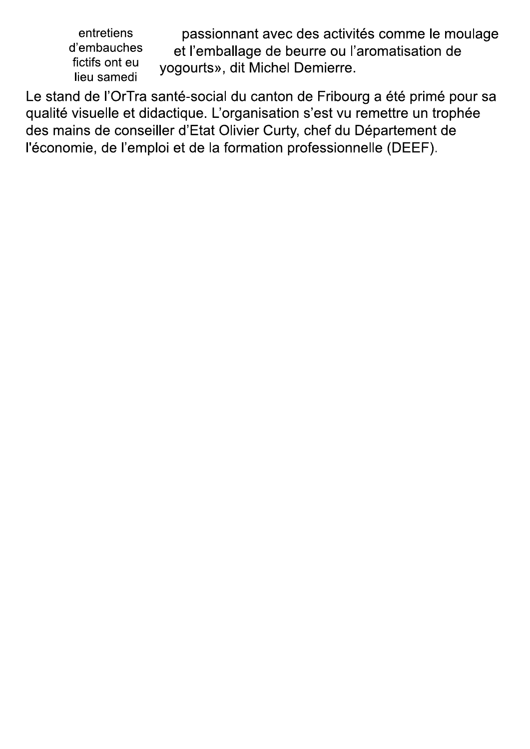entretiens d'embauches fictifs ont eu lieu samedi

passionnant avec des activités comme le moulage et l'emballage de beurre ou l'aromatisation de yogourts», dit Michel Demierre.

Le stand de l'OrTra santé-social du canton de Fribourg a été primé pour sa qualité visuelle et didactique. L'organisation s'est vu remettre un trophée des mains de conseiller d'Etat Olivier Curty, chef du Département de l'économie, de l'emploi et de la formation professionnelle (DEEF).